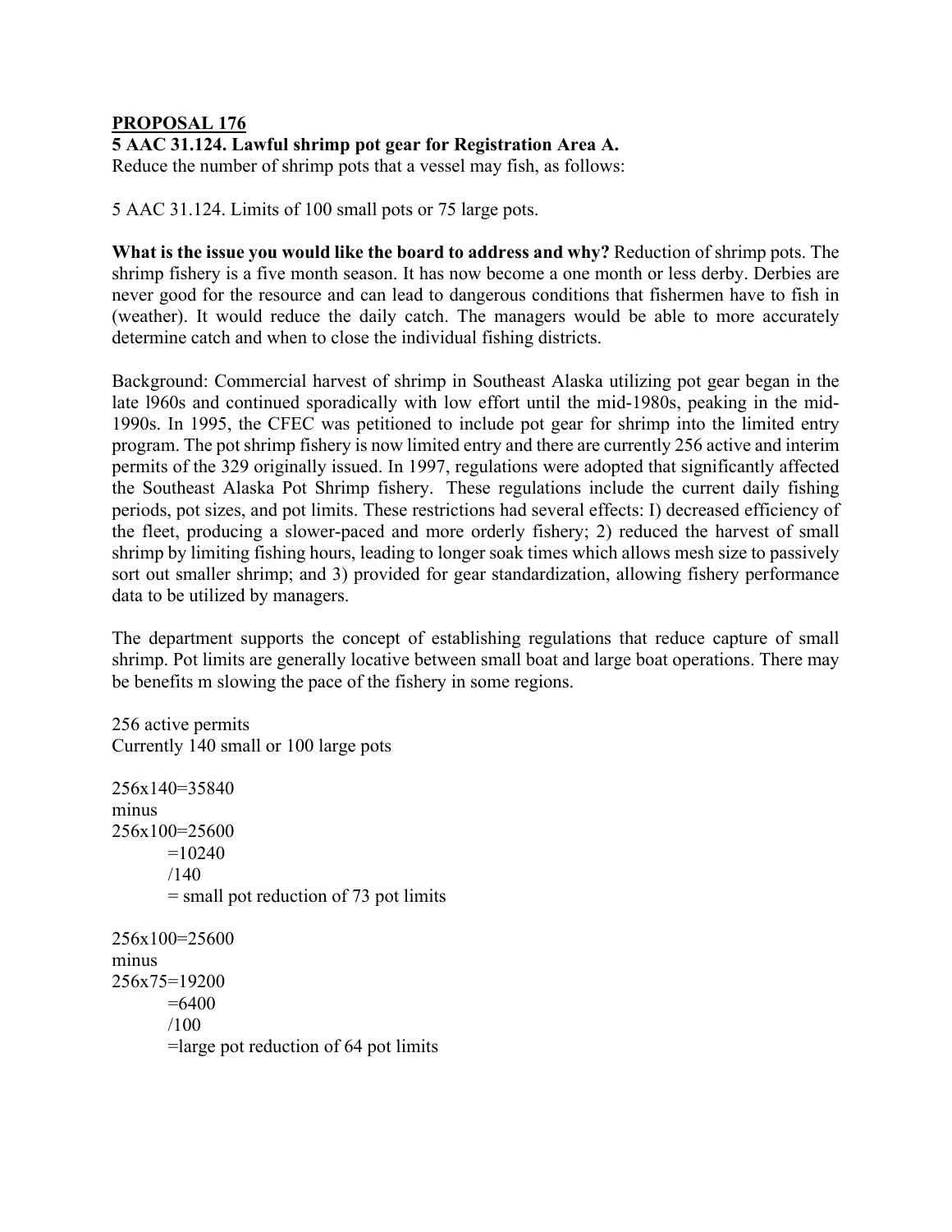**PROPOSAL 176**

**5 AAC 31.124. Lawful shrimp pot gear for Registration Area A.**

Reduce the number of shrimp pots that a vessel may fish, as follows:

5 AAC 31.124. Limits of 100 small pots or 75 large pots.

**What is the issue you would like the board to address and why?** Reduction of shrimp pots. The shrimp fishery is a five month season. It has now become a one month or less derby. Derbies are never good for the resource and can lead to dangerous conditions that fishermen have to fish in (weather). It would reduce the daily catch. The managers would be able to more accurately determine catch and when to close the individual fishing districts.

Background: Commercial harvest of shrimp in Southeast Alaska utilizing pot gear began in the late l960s and continued sporadically with low effort until the mid-1980s, peaking in the mid-1990s. In 1995, the CFEC was petitioned to include pot gear for shrimp into the limited entry program. The pot shrimp fishery is now limited entry and there are currently 256 active and interim permits of the 329 originally issued. In 1997, regulations were adopted that significantly affected the Southeast Alaska Pot Shrimp fishery. These regulations include the current daily fishing periods, pot sizes, and pot limits. These restrictions had several effects: I) decreased efficiency of the fleet, producing a slower-paced and more orderly fishery; 2) reduced the harvest of small shrimp by limiting fishing hours, leading to longer soak times which allows mesh size to passively sort out smaller shrimp; and 3) provided for gear standardization, allowing fishery performance data to be utilized by managers.

The department supports the concept of establishing regulations that reduce capture of small shrimp. Pot limits are generally locative between small boat and large boat operations. There may be benefits m slowing the pace of the fishery in some regions.

256 active permits
Currently 140 small or 100 large pots

256x140=35840
minus
256x100=25600
=10240
/140
= small pot reduction of 73 pot limits

256x100=25600
minus
256x75=19200
=6400
/100
=large pot reduction of 64 pot limits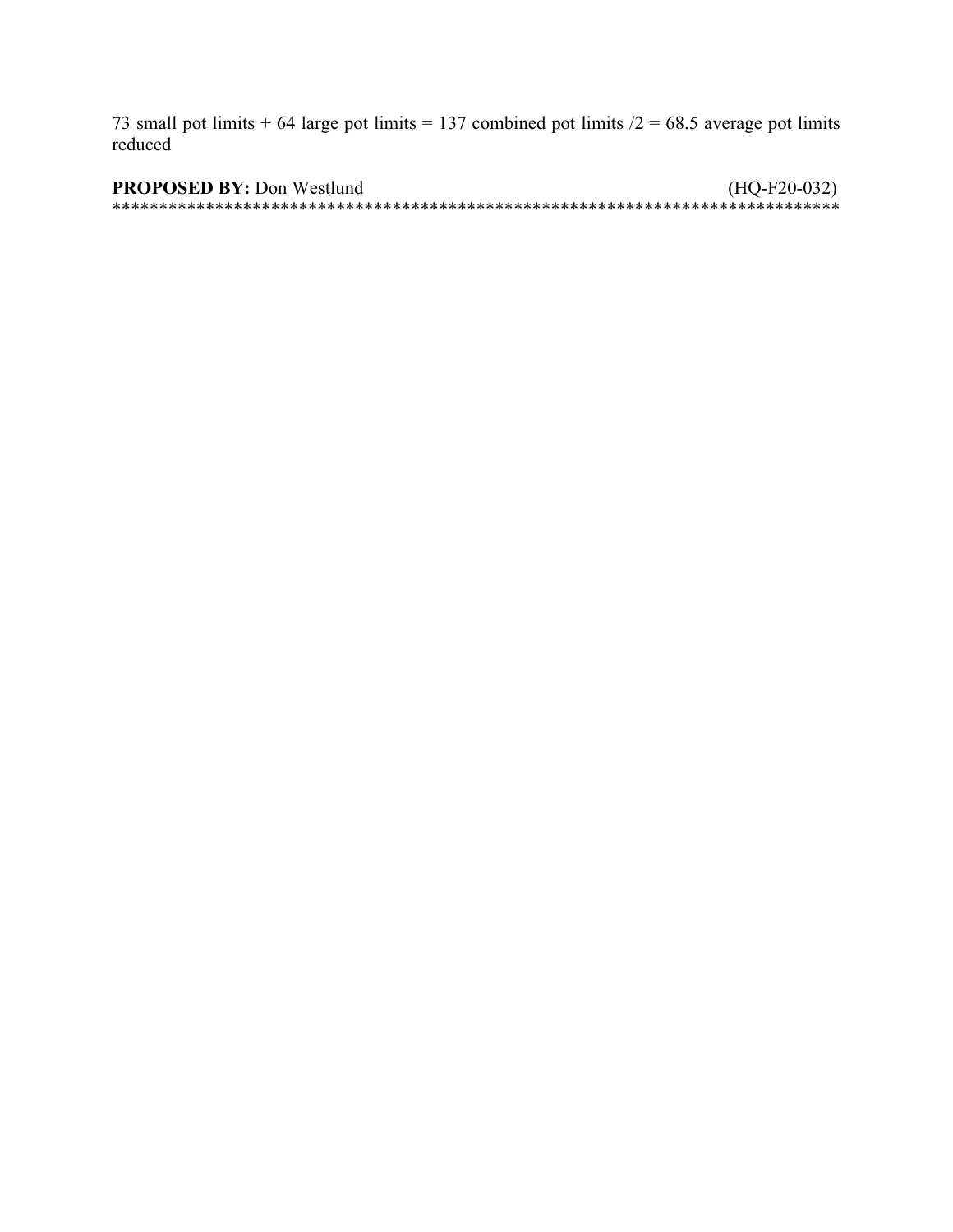73 small pot limits + 64 large pot limits = 137 combined pot limits /2 = 68.5 average pot limits reduced

**PROPOSED BY:** Don Westlund (HQ-F20-032)

*******************************************************************************